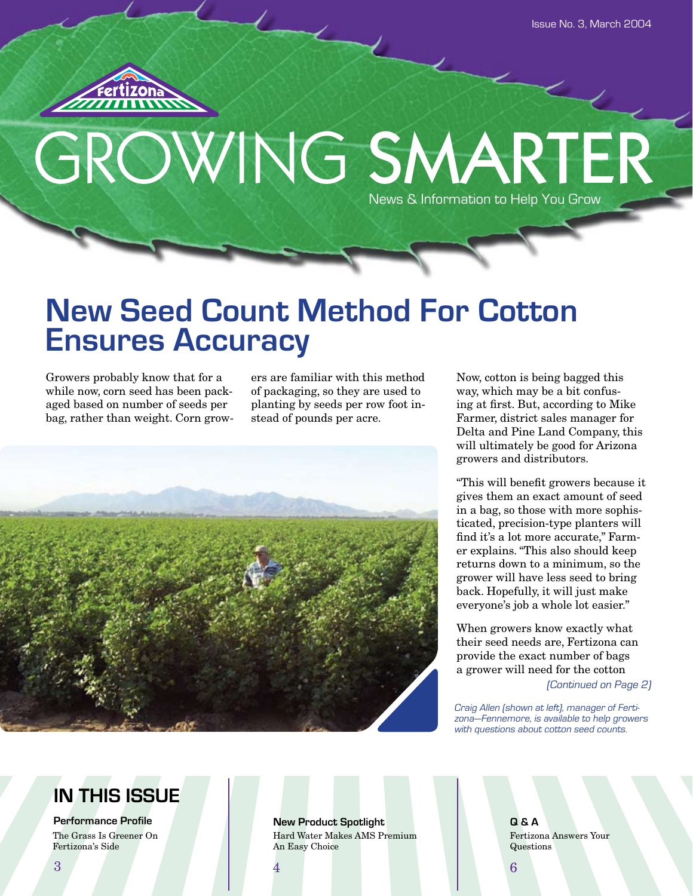Issue No. 3, March 2004

Fertizona

# GROWING SMARTER

News & Information to Help You Grow

## New Seed Count Method For Cotton Ensures Accuracy

Growers probably know that for a while now, corn seed has been packaged based on number of seeds per bag, rather than weight. Corn growers are familiar with this method of packaging, so they are used to planting by seeds per row foot instead of pounds per acre.

Now, cotton is being bagged this way, which may be a bit confusing at first. But, according to Mike Farmer, district sales manager for Delta and Pine Land Company, this will ultimately be good for Arizona growers and distributors.

"This will benefit growers because it gives them an exact amount of seed in a bag, so those with more sophisticated, precision-type planters will find it's a lot more accurate," Farmer explains. "This also should keep returns down to a minimum, so the grower will have less seed to bring back. Hopefully, it will just make everyone's job a whole lot easier."

When growers know exactly what their seed needs are, Fertizona can provide the exact number of bags a grower will need for the cotton

*(Continued on Page 2)*

*Craig Allen (shown at left), manager of Fertizona—Fennemore, is available to help growers with questions about cotton seed counts.*

## IN THIS ISSUE

**Performance Profile**
The Grass Is Greener On Fertizona's Side
3

**New Product Spotlight**
Hard Water Makes AMS Premium An Easy Choice
4

**Q & A**
Fertizona Answers Your Questions
6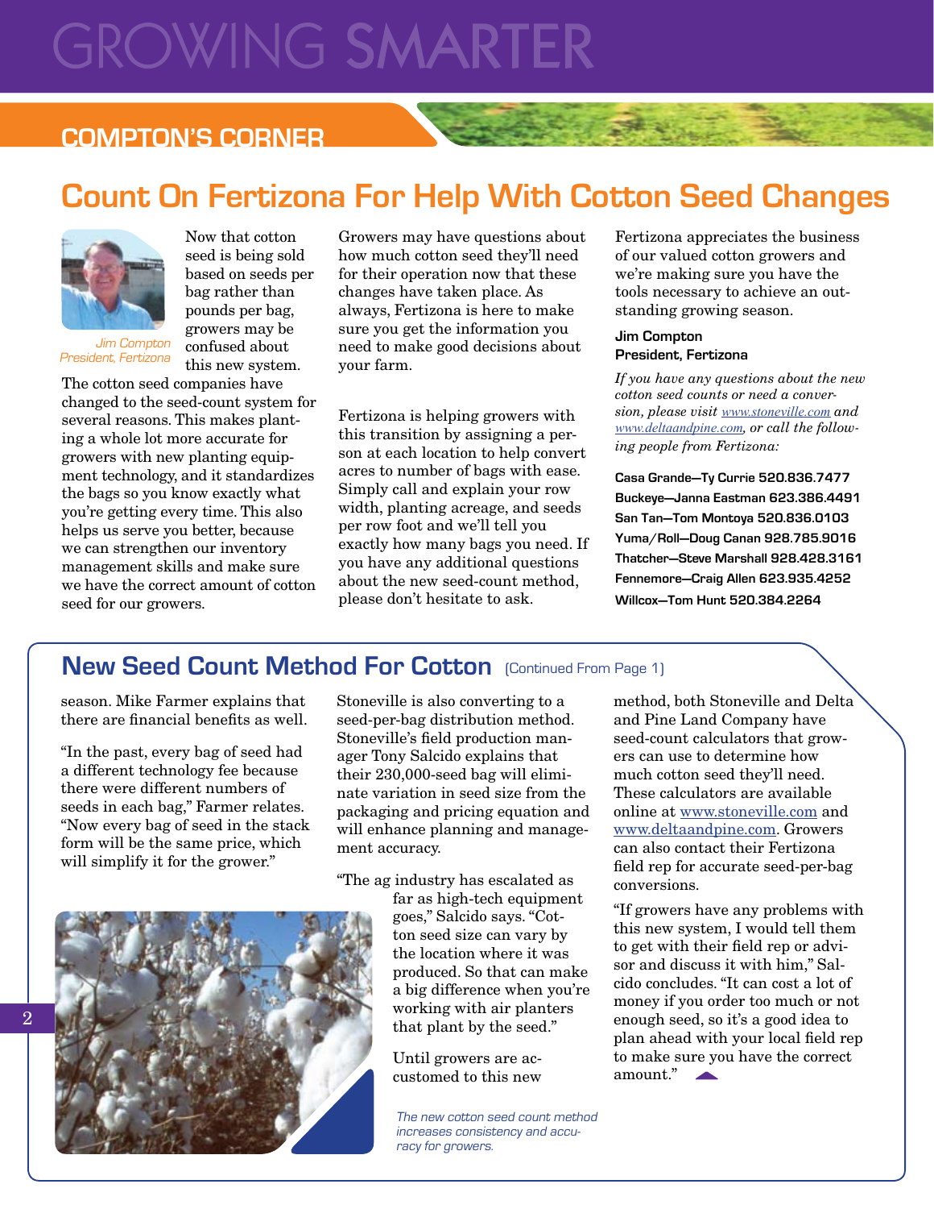# GROWING SMARTER

## COMPTON'S CORNER

## Count On Fertizona For Help With Cotton Seed Changes

*Jim Compton*
*President, Fertizona*

Now that cotton seed is being sold based on seeds per bag rather than pounds per bag, growers may be confused about this new system. The cotton seed companies have changed to the seed-count system for several reasons. This makes planting a whole lot more accurate for growers with new planting equipment technology, and it standardizes the bags so you know exactly what you're getting every time. This also helps us serve you better, because we can strengthen our inventory management skills and make sure we have the correct amount of cotton seed for our growers.

Growers may have questions about how much cotton seed they'll need for their operation now that these changes have taken place. As always, Fertizona is here to make sure you get the information you need to make good decisions about your farm.

Fertizona is helping growers with this transition by assigning a person at each location to help convert acres to number of bags with ease. Simply call and explain your row width, planting acreage, and seeds per row foot and we'll tell you exactly how many bags you need. If you have any additional questions about the new seed-count method, please don't hesitate to ask.

Fertizona appreciates the business of our valued cotton growers and we're making sure you have the tools necessary to achieve an outstanding growing season.

**Jim Compton**
**President, Fertizona**

*If you have any questions about the new cotton seed counts or need a conversion, please visit www.stoneville.com and www.deltaandpine.com, or call the following people from Fertizona:*

**Casa Grande—Ty Currie 520.836.7477**
**Buckeye—Janna Eastman 623.386.4491**
**San Tan—Tom Montoya 520.836.0103**
**Yuma/Roll—Doug Canan 928.785.9016**
**Thatcher—Steve Marshall 928.428.3161**
**Fennemore—Craig Allen 623.935.4252**
**Willcox—Tom Hunt 520.384.2264**

## New Seed Count Method For Cotton (Continued From Page 1)

season. Mike Farmer explains that there are financial benefits as well.

"In the past, every bag of seed had a different technology fee because there were different numbers of seeds in each bag," Farmer relates. "Now every bag of seed in the stack form will be the same price, which will simplify it for the grower."

Stoneville is also converting to a seed-per-bag distribution method. Stoneville's field production manager Tony Salcido explains that their 230,000-seed bag will eliminate variation in seed size from the packaging and pricing equation and will enhance planning and management accuracy.

"The ag industry has escalated as far as high-tech equipment goes," Salcido says. "Cotton seed size can vary by the location where it was produced. So that can make a big difference when you're working with air planters that plant by the seed."

Until growers are accustomed to this new method, both Stoneville and Delta and Pine Land Company have seed-count calculators that growers can use to determine how much cotton seed they'll need. These calculators are available online at www.stoneville.com and www.deltaandpine.com. Growers can also contact their Fertizona field rep for accurate seed-per-bag conversions.

"If growers have any problems with this new system, I would tell them to get with their field rep or advisor and discuss it with him," Salcido concludes. "It can cost a lot of money if you order too much or not enough seed, so it's a good idea to plan ahead with your local field rep to make sure you have the correct amount."

*The new cotton seed count method increases consistency and accuracy for growers.*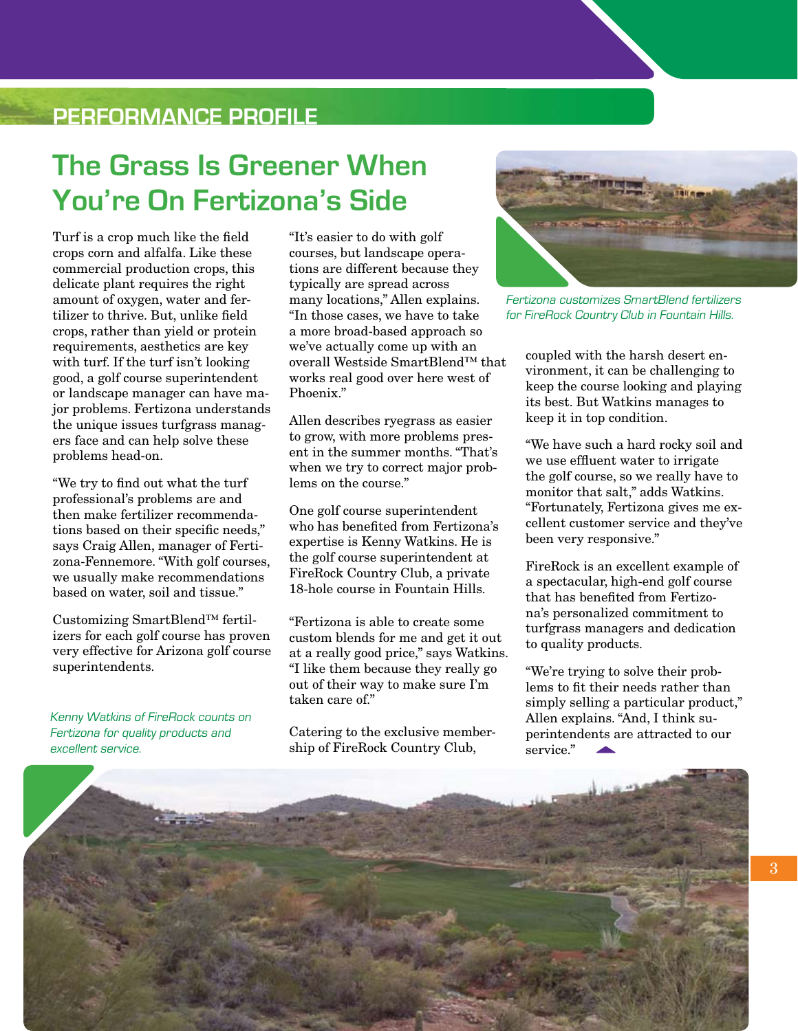## PERFORMANCE PROFILE

# The Grass Is Greener When You're On Fertizona's Side

Turf is a crop much like the field crops corn and alfalfa. Like these commercial production crops, this delicate plant requires the right amount of oxygen, water and fertilizer to thrive. But, unlike field crops, rather than yield or protein requirements, aesthetics are key with turf. If the turf isn't looking good, a golf course superintendent or landscape manager can have major problems. Fertizona understands the unique issues turfgrass managers face and can help solve these problems head-on.

"We try to find out what the turf professional's problems are and then make fertilizer recommendations based on their specific needs," says Craig Allen, manager of Fertizona-Fennemore. "With golf courses, we usually make recommendations based on water, soil and tissue."

Customizing SmartBlend™ fertilizers for each golf course has proven very effective for Arizona golf course superintendents.

*Kenny Watkins of FireRock counts on Fertizona for quality products and excellent service.*

"It's easier to do with golf courses, but landscape operations are different because they typically are spread across many locations," Allen explains. "In those cases, we have to take a more broad-based approach so we've actually come up with an overall Westside SmartBlend™ that works real good over here west of Phoenix."

Allen describes ryegrass as easier to grow, with more problems present in the summer months. "That's when we try to correct major problems on the course."

One golf course superintendent who has benefited from Fertizona's expertise is Kenny Watkins. He is the golf course superintendent at FireRock Country Club, a private 18-hole course in Fountain Hills.

"Fertizona is able to create some custom blends for me and get it out at a really good price," says Watkins. "I like them because they really go out of their way to make sure I'm taken care of."

Catering to the exclusive membership of FireRock Country Club, coupled with the harsh desert environment, it can be challenging to keep the course looking and playing its best. But Watkins manages to keep it in top condition.

*Fertizona customizes SmartBlend fertilizers for FireRock Country Club in Fountain Hills.*

"We have such a hard rocky soil and we use effluent water to irrigate the golf course, so we really have to monitor that salt," adds Watkins. "Fortunately, Fertizona gives me excellent customer service and they've been very responsive."

FireRock is an excellent example of a spectacular, high-end golf course that has benefited from Fertizona's personalized commitment to turfgrass managers and dedication to quality products.

"We're trying to solve their problems to fit their needs rather than simply selling a particular product," Allen explains. "And, I think superintendents are attracted to our service."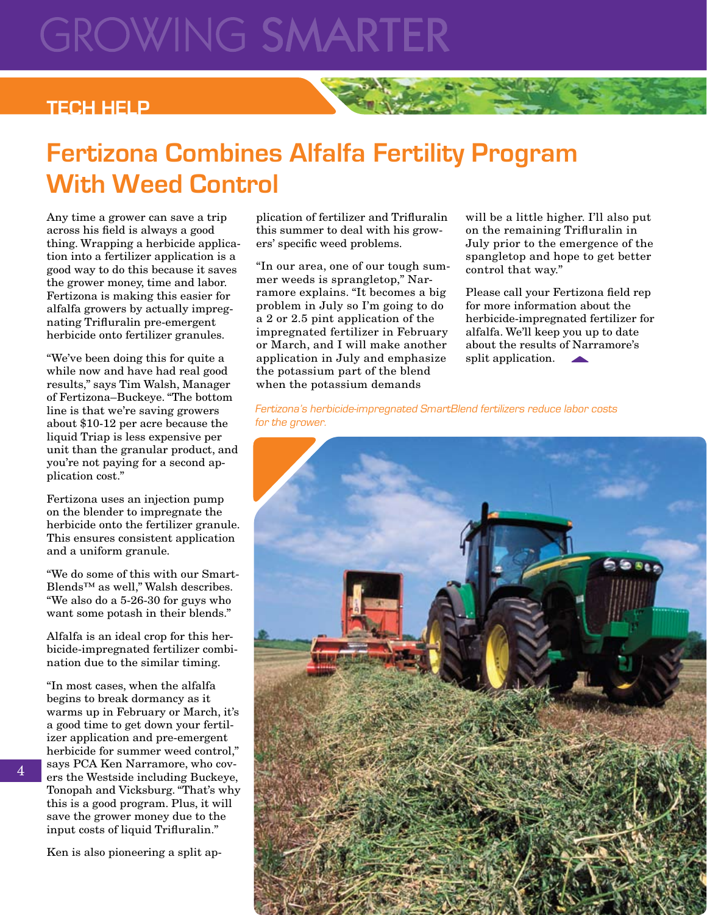# GROWING SMARTER

## TECH HELP

# Fertizona Combines Alfalfa Fertility Program With Weed Control

Any time a grower can save a trip across his field is always a good thing. Wrapping a herbicide application into a fertilizer application is a good way to do this because it saves the grower money, time and labor. Fertizona is making this easier for alfalfa growers by actually impregnating Trifluralin pre-emergent herbicide onto fertilizer granules.

"We've been doing this for quite a while now and have had real good results," says Tim Walsh, Manager of Fertizona–Buckeye. "The bottom line is that we're saving growers about $10-12 per acre because the liquid Triap is less expensive per unit than the granular product, and you're not paying for a second application cost."

Fertizona uses an injection pump on the blender to impregnate the herbicide onto the fertilizer granule. This ensures consistent application and a uniform granule.

"We do some of this with our SmartBlends™ as well," Walsh describes. "We also do a 5-26-30 for guys who want some potash in their blends."

Alfalfa is an ideal crop for this herbicide-impregnated fertilizer combination due to the similar timing.

"In most cases, when the alfalfa begins to break dormancy as it warms up in February or March, it's a good time to get down your fertilizer application and pre-emergent herbicide for summer weed control," says PCA Ken Narramore, who covers the Westside including Buckeye, Tonopah and Vicksburg. "That's why this is a good program. Plus, it will save the grower money due to the input costs of liquid Trifluralin."

Ken is also pioneering a split application of fertilizer and Trifluralin this summer to deal with his growers' specific weed problems.

"In our area, one of our tough summer weeds is sprangletop," Narramore explains. "It becomes a big problem in July so I'm going to do a 2 or 2.5 pint application of the impregnated fertilizer in February or March, and I will make another application in July and emphasize the potassium part of the blend when the potassium demands will be a little higher. I'll also put on the remaining Trifluralin in July prior to the emergence of the spangletop and hope to get better control that way."

Please call your Fertizona field rep for more information about the herbicide-impregnated fertilizer for alfalfa. We'll keep you up to date about the results of Narramore's split application.

*Fertizona's herbicide-impregnated SmartBlend fertilizers reduce labor costs for the grower.*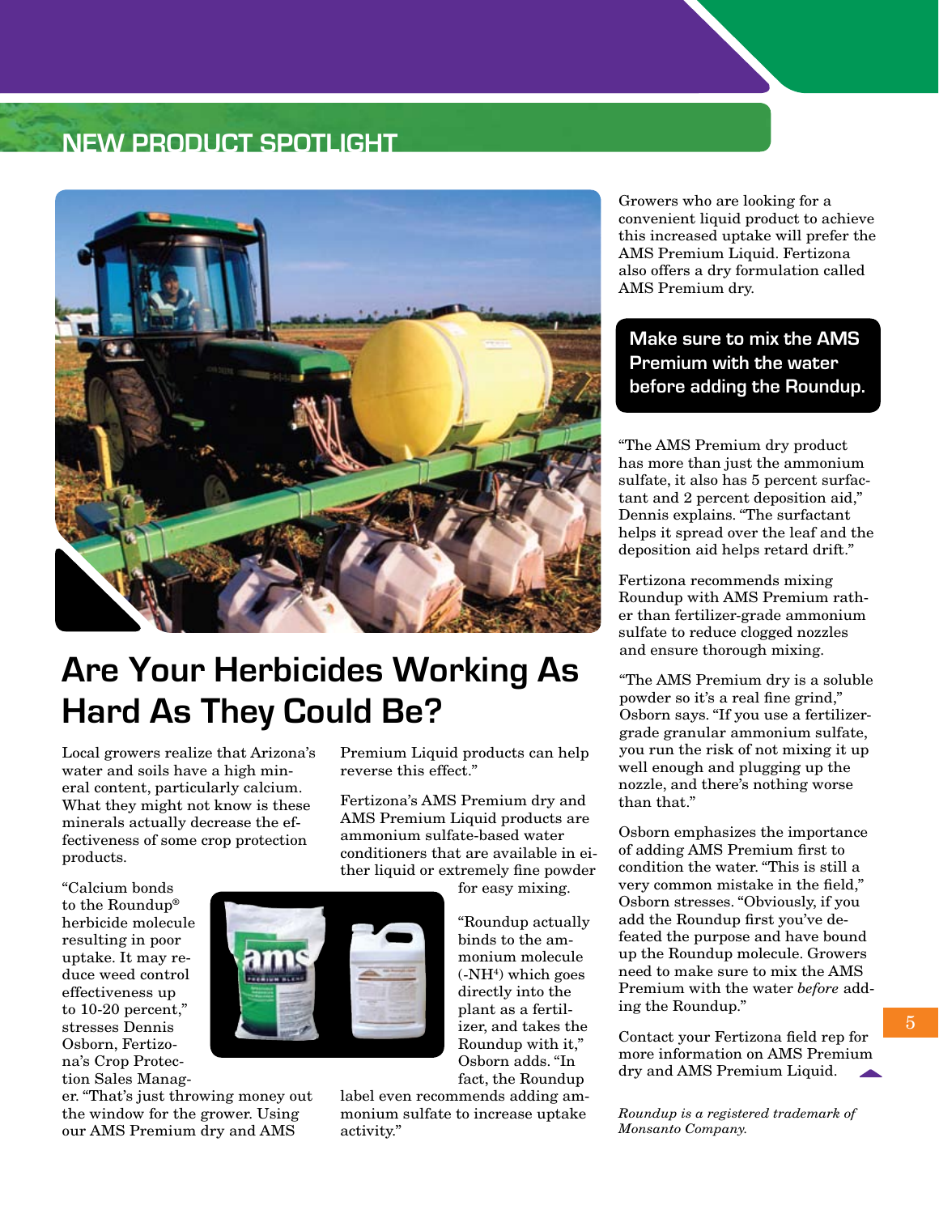NEW PRODUCT SPOTLIGHT

# Are Your Herbicides Working As Hard As They Could Be?

Local growers realize that Arizona's water and soils have a high mineral content, particularly calcium. What they might not know is these minerals actually decrease the effectiveness of some crop protection products.

"Calcium bonds to the Roundup® herbicide molecule resulting in poor uptake. It may reduce weed control effectiveness up to 10-20 percent," stresses Dennis Osborn, Fertizona's Crop Protection Sales Manager. "That's just throwing money out the window for the grower. Using our AMS Premium dry and AMS Premium Liquid products can help reverse this effect."

Fertizona's AMS Premium dry and AMS Premium Liquid products are ammonium sulfate-based water conditioners that are available in either liquid or extremely fine powder for easy mixing.

"Roundup actually binds to the ammonium molecule (-NH[4]) which goes directly into the plant as a fertilizer, and takes the Roundup with it," Osborn adds. "In fact, the Roundup label even recommends adding ammonium sulfate to increase uptake activity."

Growers who are looking for a convenient liquid product to achieve this increased uptake will prefer the AMS Premium Liquid. Fertizona also offers a dry formulation called AMS Premium dry.

**Make sure to mix the AMS Premium with the water before adding the Roundup.**

"The AMS Premium dry product has more than just the ammonium sulfate, it also has 5 percent surfactant and 2 percent deposition aid," Dennis explains. "The surfactant helps it spread over the leaf and the deposition aid helps retard drift."

Fertizona recommends mixing Roundup with AMS Premium rather than fertilizer-grade ammonium sulfate to reduce clogged nozzles and ensure thorough mixing.

"The AMS Premium dry is a soluble powder so it's a real fine grind," Osborn says. "If you use a fertilizer-grade granular ammonium sulfate, you run the risk of not mixing it up well enough and plugging up the nozzle, and there's nothing worse than that."

Osborn emphasizes the importance of adding AMS Premium first to condition the water. "This is still a very common mistake in the field," Osborn stresses. "Obviously, if you add the Roundup first you've defeated the purpose and have bound up the Roundup molecule. Growers need to make sure to mix the AMS Premium with the water *before* adding the Roundup."

Contact your Fertizona field rep for more information on AMS Premium dry and AMS Premium Liquid.

*Roundup is a registered trademark of Monsanto Company.*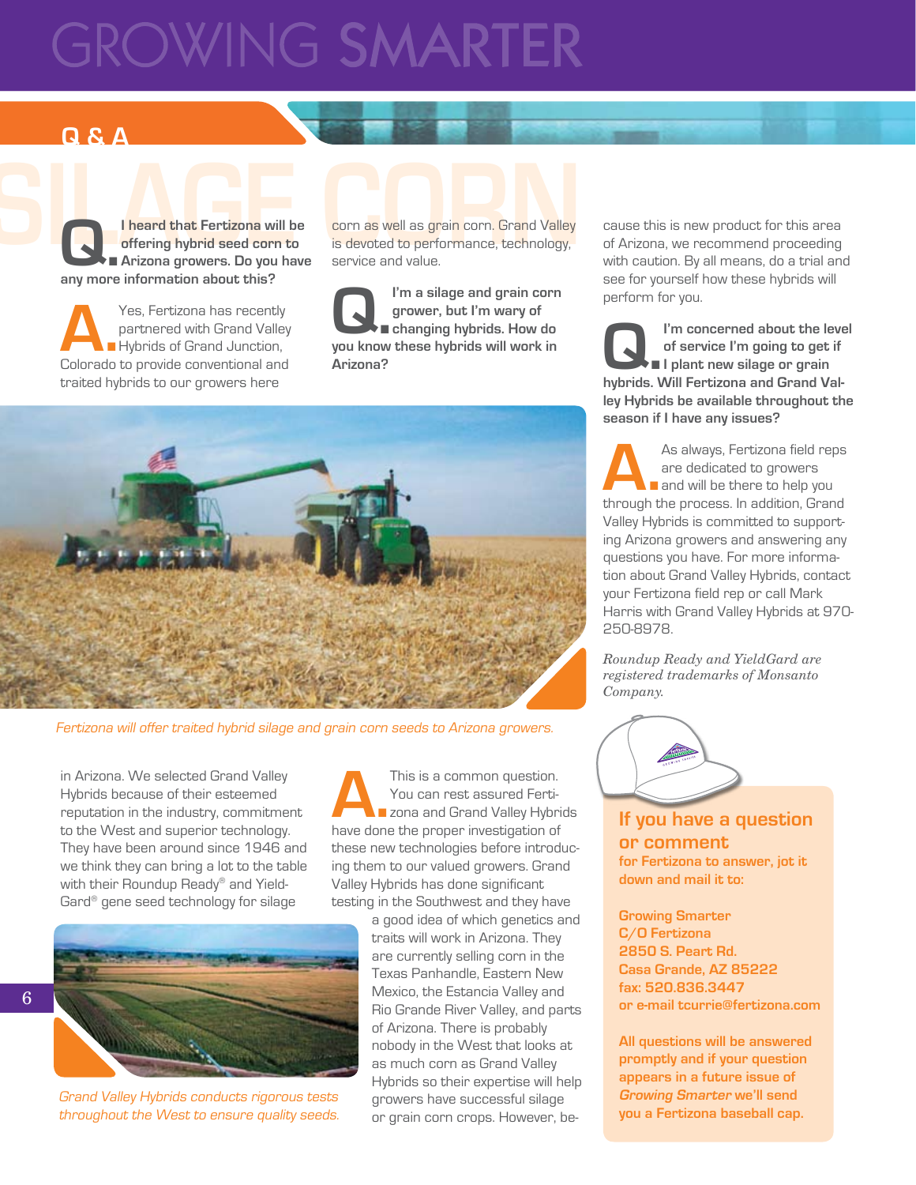# GROWING SMARTER

## Q & A

# SILAGE CORN

**Q. I heard that Fertizona will be offering hybrid seed corn to Arizona growers. Do you have any more information about this?**

**A.** Yes, Fertizona has recently partnered with Grand Valley Hybrids of Grand Junction, Colorado to provide conventional and traited hybrids to our growers here in Arizona. We selected Grand Valley Hybrids because of their esteemed reputation in the industry, commitment to the West and superior technology. They have been around since 1946 and we think they can bring a lot to the table with their Roundup Ready® and YieldGard® gene seed technology for silage corn as well as grain corn. Grand Valley is devoted to performance, technology, service and value.

**Q. I'm a silage and grain corn grower, but I'm wary of changing hybrids. How do you know these hybrids will work in Arizona?**

**A.** This is a common question. You can rest assured Fertizona and Grand Valley Hybrids have done the proper investigation of these new technologies before introducing them to our valued growers. Grand Valley Hybrids has done significant testing in the Southwest and they have a good idea of which genetics and traits will work in Arizona. They are currently selling corn in the Texas Panhandle, Eastern New Mexico, the Estancia Valley and Rio Grande River Valley, and parts of Arizona. There is probably nobody in the West that looks at as much corn as Grand Valley Hybrids so their expertise will help growers have successful silage or grain corn crops. However, because this is new product for this area of Arizona, we recommend proceeding with caution. By all means, do a trial and see for yourself how these hybrids will perform for you.

**Q. I'm concerned about the level of service I'm going to get if I plant new silage or grain hybrids. Will Fertizona and Grand Valley Hybrids be available throughout the season if I have any issues?**

**A.** As always, Fertizona field reps are dedicated to growers and will be there to help you through the process. In addition, Grand Valley Hybrids is committed to supporting Arizona growers and answering any questions you have. For more information about Grand Valley Hybrids, contact your Fertizona field rep or call Mark Harris with Grand Valley Hybrids at 970-250-8978.

*Roundup Ready and YieldGard are registered trademarks of Monsanto Company.*

*Fertizona will offer traited hybrid silage and grain corn seeds to Arizona growers.*

*Grand Valley Hybrids conducts rigorous tests throughout the West to ensure quality seeds.*

**If you have a question or comment for Fertizona to answer, jot it down and mail it to:**

**Growing Smarter**
**C/O Fertizona**
**2850 S. Peart Rd.**
**Casa Grande, AZ 85222**
**fax: 520.836.3447**
**or e-mail tcurrie@fertizona.com**

**All questions will be answered promptly and if your question appears in a future issue of *Growing Smarter* we'll send you a Fertizona baseball cap.**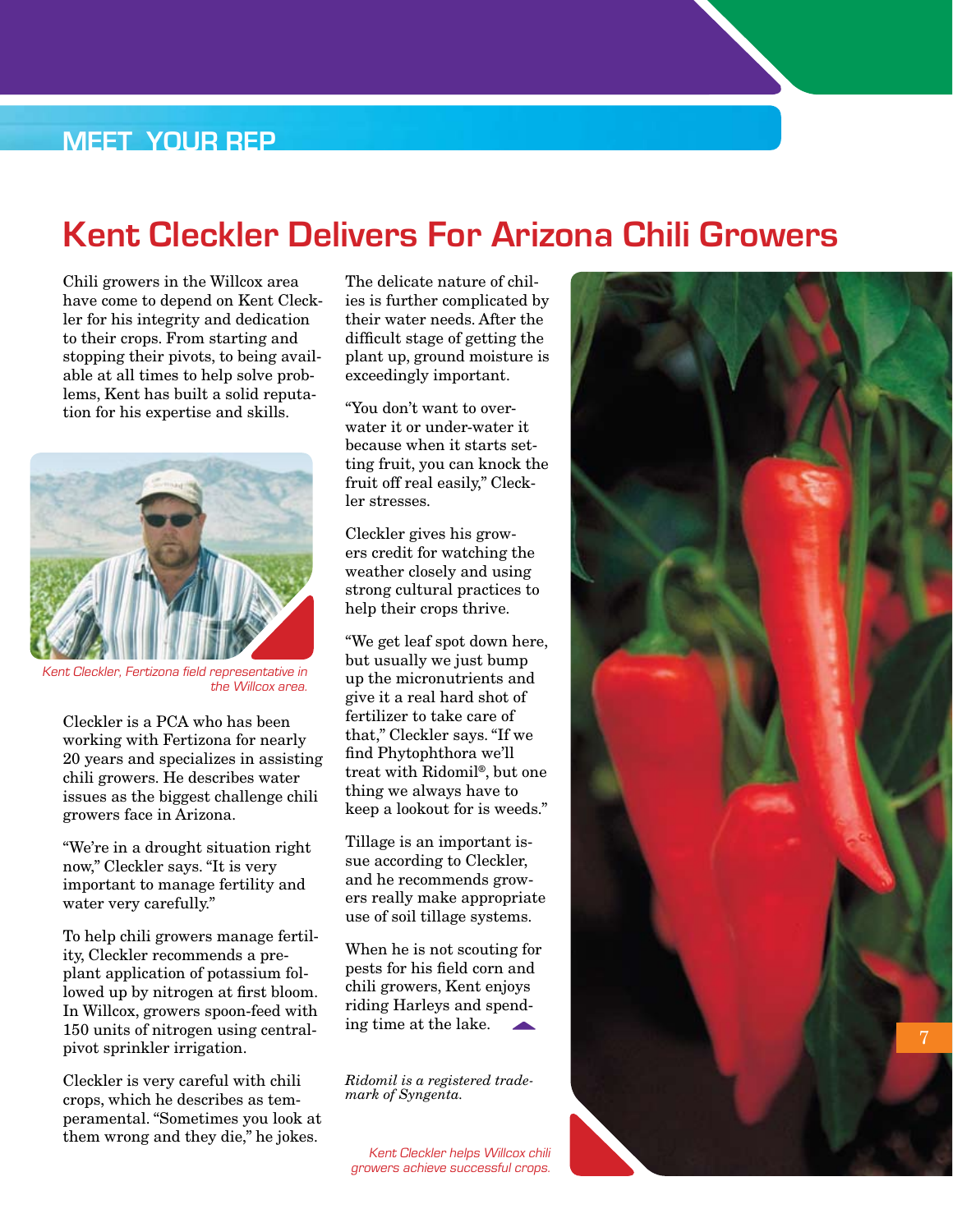MEET YOUR REP

# Kent Cleckler Delivers For Arizona Chili Growers

Chili growers in the Willcox area have come to depend on Kent Cleckler for his integrity and dedication to their crops. From starting and stopping their pivots, to being available at all times to help solve problems, Kent has built a solid reputation for his expertise and skills.

*Kent Cleckler, Fertizona field representative in the Willcox area.*

Cleckler is a PCA who has been working with Fertizona for nearly 20 years and specializes in assisting chili growers. He describes water issues as the biggest challenge chili growers face in Arizona.

"We're in a drought situation right now," Cleckler says. "It is very important to manage fertility and water very carefully."

To help chili growers manage fertility, Cleckler recommends a pre-plant application of potassium followed up by nitrogen at first bloom. In Willcox, growers spoon-feed with 150 units of nitrogen using central-pivot sprinkler irrigation.

Cleckler is very careful with chili crops, which he describes as temperamental. "Sometimes you look at them wrong and they die," he jokes.

The delicate nature of chilies is further complicated by their water needs. After the difficult stage of getting the plant up, ground moisture is exceedingly important.

"You don't want to over-water it or under-water it because when it starts setting fruit, you can knock the fruit off real easily," Cleckler stresses.

Cleckler gives his growers credit for watching the weather closely and using strong cultural practices to help their crops thrive.

"We get leaf spot down here, but usually we just bump up the micronutrients and give it a real hard shot of fertilizer to take care of that," Cleckler says. "If we find Phytophthora we'll treat with Ridomil®, but one thing we always have to keep a lookout for is weeds."

Tillage is an important issue according to Cleckler, and he recommends growers really make appropriate use of soil tillage systems.

When he is not scouting for pests for his field corn and chili growers, Kent enjoys riding Harleys and spending time at the lake.

*Ridomil is a registered trademark of Syngenta.*

*Kent Cleckler helps Willcox chili growers achieve successful crops.*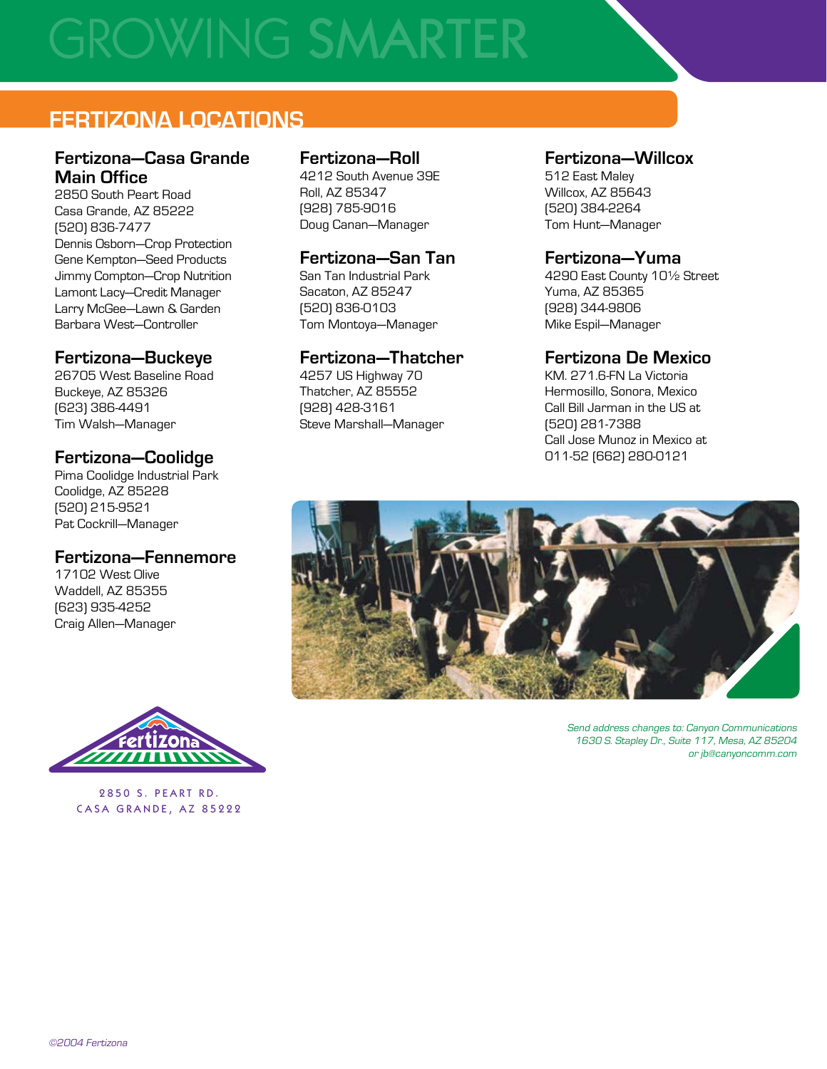# GROWING SMARTER

## FERTIZONA LOCATIONS

### Fertizona—Casa Grande Main Office

2850 South Peart Road
Casa Grande, AZ 85222
(520) 836-7477
Dennis Osborn—Crop Protection
Gene Kempton—Seed Products
Jimmy Compton—Crop Nutrition
Lamont Lacy—Credit Manager
Larry McGee—Lawn & Garden
Barbara West—Controller

### Fertizona—Buckeye

26705 West Baseline Road
Buckeye, AZ 85326
(623) 386-4491
Tim Walsh—Manager

### Fertizona—Coolidge

Pima Coolidge Industrial Park
Coolidge, AZ 85228
(520) 215-9521
Pat Cockrill—Manager

### Fertizona—Fennemore

17102 West Olive
Waddell, AZ 85355
(623) 935-4252
Craig Allen—Manager

### Fertizona—Roll

4212 South Avenue 39E
Roll, AZ 85347
(928) 785-9016
Doug Canan—Manager

### Fertizona—San Tan

San Tan Industrial Park
Sacaton, AZ 85247
(520) 836-0103
Tom Montoya—Manager

### Fertizona—Thatcher

4257 US Highway 70
Thatcher, AZ 85552
(928) 428-3161
Steve Marshall—Manager

### Fertizona—Willcox

512 East Maley
Willcox, AZ 85643
(520) 384-2264
Tom Hunt—Manager

### Fertizona—Yuma

4290 East County 10½ Street
Yuma, AZ 85365
(928) 344-9806
Mike Espil—Manager

### Fertizona De Mexico

KM. 271.6-FN La Victoria
Hermosillo, Sonora, Mexico
Call Bill Jarman in the US at
(520) 281-7388
Call Jose Munoz in Mexico at
011-52 (662) 280-0121

*Send address changes to: Canyon Communications
1630 S. Stapley Dr., Suite 117, Mesa, AZ 85204
or jb@canyoncomm.com*

Fertizona

2850 S. PEART RD.
CASA GRANDE, AZ 85222

*©2004 Fertizona*